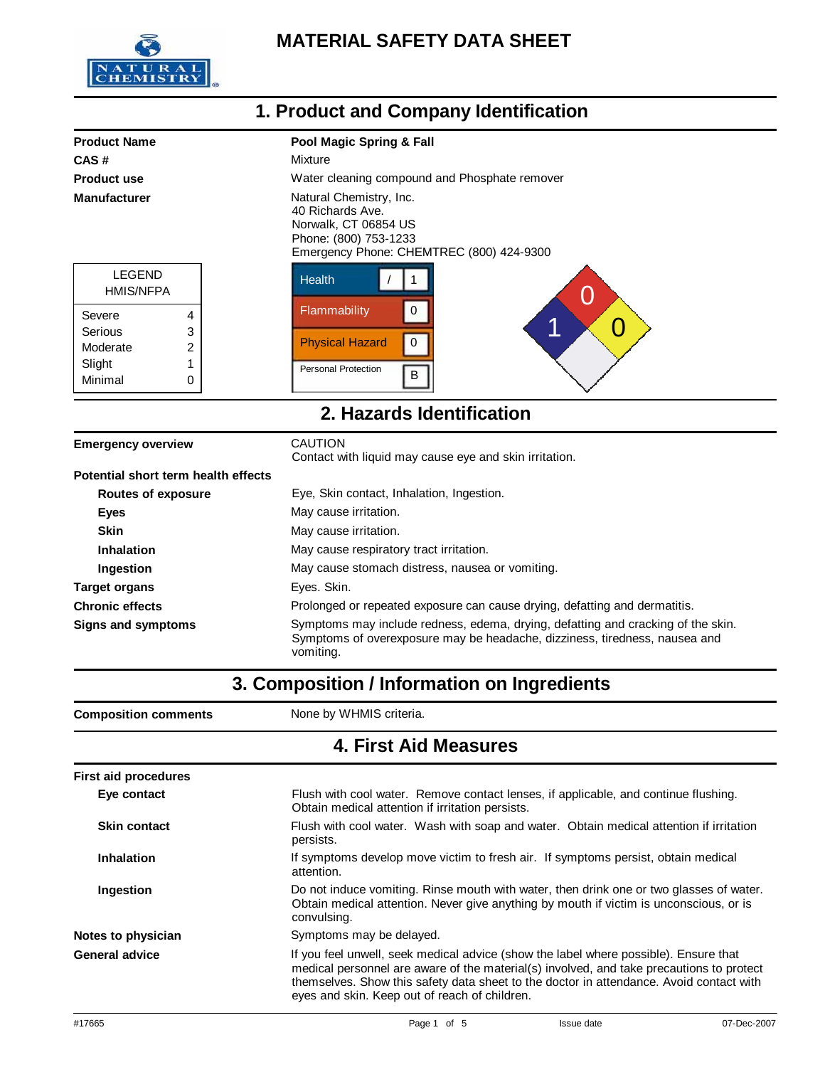# MATERIAL SAFETY DATA SHEET

## 1. Product and Company Identification

| | |
|---|---|
| **Product Name** | **Pool Magic Spring & Fall** |
| **CAS #** | Mixture |
| **Product use** | Water cleaning compound and Phosphate remover |
| **Manufacturer** | Natural Chemistry, Inc.<br>40 Richards Ave.<br>Norwalk, CT 06854 US<br>Phone: (800) 753-1233<br>Emergency Phone: CHEMTREC (800) 424-9300 |

| LEGEND HMIS/NFPA | |
|---|---|
| Severe | 4 |
| Serious | 3 |
| Moderate | 2 |
| Slight | 1 |
| Minimal | 0 |

| HMIS | |
|---|---|
| Health | / 1 |
| Flammability | 0 |
| Physical Hazard | 0 |
| Personal Protection | B |

NFPA: Health 1, Flammability 0, Reactivity 0

## 2. Hazards Identification

| | |
|---|---|
| **Emergency overview** | CAUTION<br>Contact with liquid may cause eye and skin irritation. |
| **Potential short term health effects** | |
| **Routes of exposure** | Eye, Skin contact, Inhalation, Ingestion. |
| **Eyes** | May cause irritation. |
| **Skin** | May cause irritation. |
| **Inhalation** | May cause respiratory tract irritation. |
| **Ingestion** | May cause stomach distress, nausea or vomiting. |
| **Target organs** | Eyes. Skin. |
| **Chronic effects** | Prolonged or repeated exposure can cause drying, defatting and dermatitis. |
| **Signs and symptoms** | Symptoms may include redness, edema, drying, defatting and cracking of the skin. Symptoms of overexposure may be headache, dizziness, tiredness, nausea and vomiting. |

## 3. Composition / Information on Ingredients

| | |
|---|---|
| **Composition comments** | None by WHMIS criteria. |

## 4. First Aid Measures

| | |
|---|---|
| **First aid procedures** | |
| **Eye contact** | Flush with cool water. Remove contact lenses, if applicable, and continue flushing. Obtain medical attention if irritation persists. |
| **Skin contact** | Flush with cool water. Wash with soap and water. Obtain medical attention if irritation persists. |
| **Inhalation** | If symptoms develop move victim to fresh air. If symptoms persist, obtain medical attention. |
| **Ingestion** | Do not induce vomiting. Rinse mouth with water, then drink one or two glasses of water. Obtain medical attention. Never give anything by mouth if victim is unconscious, or is convulsing. |
| **Notes to physician** | Symptoms may be delayed. |
| **General advice** | If you feel unwell, seek medical advice (show the label where possible). Ensure that medical personnel are aware of the material(s) involved, and take precautions to protect themselves. Show this safety data sheet to the doctor in attendance. Avoid contact with eyes and skin. Keep out of reach of children. |

#17665 Issue date 07-Dec-2007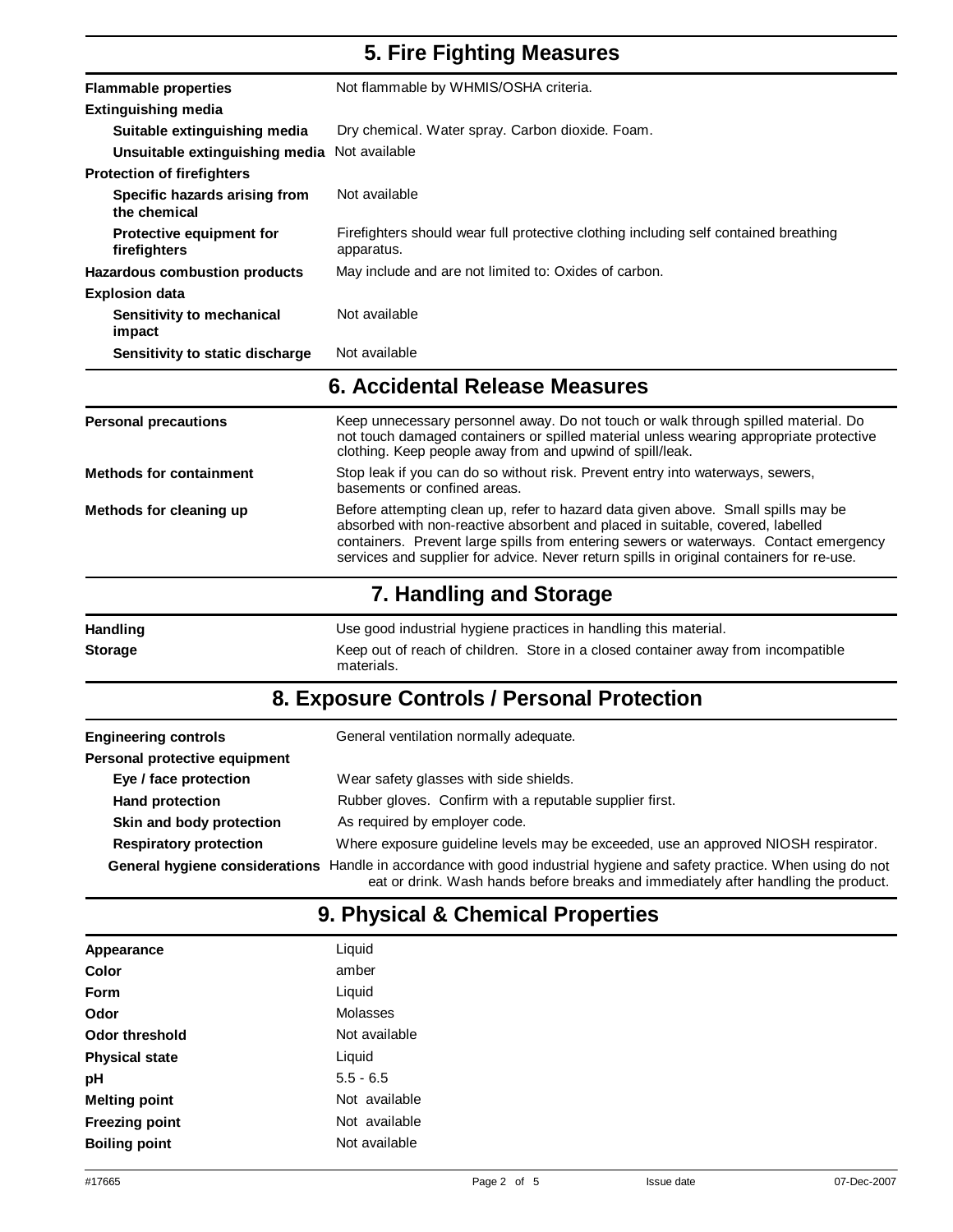## 5. Fire Fighting Measures

| | |
|---|---|
| **Flammable properties** | Not flammable by WHMIS/OSHA criteria. |
| **Extinguishing media** | |
| **Suitable extinguishing media** | Dry chemical. Water spray. Carbon dioxide. Foam. |
| **Unsuitable extinguishing media** | Not available |
| **Protection of firefighters** | |
| **Specific hazards arising from the chemical** | Not available |
| **Protective equipment for firefighters** | Firefighters should wear full protective clothing including self contained breathing apparatus. |
| **Hazardous combustion products** | May include and are not limited to: Oxides of carbon. |
| **Explosion data** | |
| **Sensitivity to mechanical impact** | Not available |
| **Sensitivity to static discharge** | Not available |

## 6. Accidental Release Measures

| | |
|---|---|
| **Personal precautions** | Keep unnecessary personnel away. Do not touch or walk through spilled material. Do not touch damaged containers or spilled material unless wearing appropriate protective clothing. Keep people away from and upwind of spill/leak. |
| **Methods for containment** | Stop leak if you can do so without risk. Prevent entry into waterways, sewers, basements or confined areas. |
| **Methods for cleaning up** | Before attempting clean up, refer to hazard data given above. Small spills may be absorbed with non-reactive absorbent and placed in suitable, covered, labelled containers. Prevent large spills from entering sewers or waterways. Contact emergency services and supplier for advice. Never return spills in original containers for re-use. |

## 7. Handling and Storage

| | |
|---|---|
| **Handling** | Use good industrial hygiene practices in handling this material. |
| **Storage** | Keep out of reach of children. Store in a closed container away from incompatible materials. |

## 8. Exposure Controls / Personal Protection

| | |
|---|---|
| **Engineering controls** | General ventilation normally adequate. |
| **Personal protective equipment** | |
| **Eye / face protection** | Wear safety glasses with side shields. |
| **Hand protection** | Rubber gloves. Confirm with a reputable supplier first. |
| **Skin and body protection** | As required by employer code. |
| **Respiratory protection** | Where exposure guideline levels may be exceeded, use an approved NIOSH respirator. |
| **General hygiene considerations** | Handle in accordance with good industrial hygiene and safety practice. When using do not eat or drink. Wash hands before breaks and immediately after handling the product. |

## 9. Physical & Chemical Properties

| | |
|---|---|
| **Appearance** | Liquid |
| **Color** | amber |
| **Form** | Liquid |
| **Odor** | Molasses |
| **Odor threshold** | Not available |
| **Physical state** | Liquid |
| **pH** | 5.5 - 6.5 |
| **Melting point** | Not available |
| **Freezing point** | Not available |
| **Boiling point** | Not available |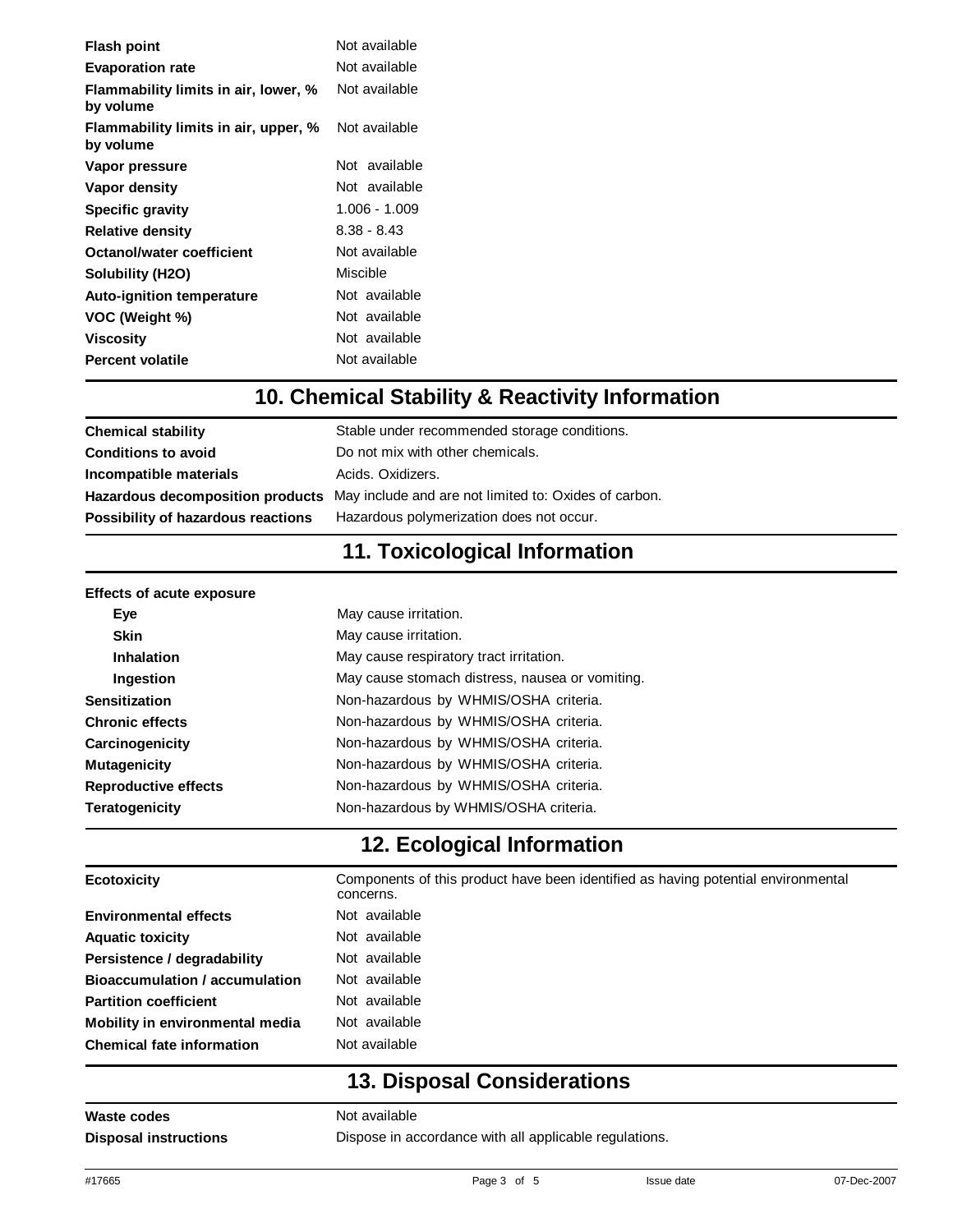| | |
|---|---|
| **Flash point** | Not available |
| **Evaporation rate** | Not available |
| **Flammability limits in air, lower, % by volume** | Not available |
| **Flammability limits in air, upper, % by volume** | Not available |
| **Vapor pressure** | Not available |
| **Vapor density** | Not available |
| **Specific gravity** | 1.006 - 1.009 |
| **Relative density** | 8.38 - 8.43 |
| **Octanol/water coefficient** | Not available |
| **Solubility (H2O)** | Miscible |
| **Auto-ignition temperature** | Not available |
| **VOC (Weight %)** | Not available |
| **Viscosity** | Not available |
| **Percent volatile** | Not available |

## 10. Chemical Stability & Reactivity Information

| | |
|---|---|
| **Chemical stability** | Stable under recommended storage conditions. |
| **Conditions to avoid** | Do not mix with other chemicals. |
| **Incompatible materials** | Acids. Oxidizers. |
| **Hazardous decomposition products** | May include and are not limited to: Oxides of carbon. |
| **Possibility of hazardous reactions** | Hazardous polymerization does not occur. |

## 11. Toxicological Information

**Effects of acute exposure**

| | |
|---|---|
| **Eye** | May cause irritation. |
| **Skin** | May cause irritation. |
| **Inhalation** | May cause respiratory tract irritation. |
| **Ingestion** | May cause stomach distress, nausea or vomiting. |
| **Sensitization** | Non-hazardous by WHMIS/OSHA criteria. |
| **Chronic effects** | Non-hazardous by WHMIS/OSHA criteria. |
| **Carcinogenicity** | Non-hazardous by WHMIS/OSHA criteria. |
| **Mutagenicity** | Non-hazardous by WHMIS/OSHA criteria. |
| **Reproductive effects** | Non-hazardous by WHMIS/OSHA criteria. |
| **Teratogenicity** | Non-hazardous by WHMIS/OSHA criteria. |

## 12. Ecological Information

| | |
|---|---|
| **Ecotoxicity** | Components of this product have been identified as having potential environmental concerns. |
| **Environmental effects** | Not available |
| **Aquatic toxicity** | Not available |
| **Persistence / degradability** | Not available |
| **Bioaccumulation / accumulation** | Not available |
| **Partition coefficient** | Not available |
| **Mobility in environmental media** | Not available |
| **Chemical fate information** | Not available |

## 13. Disposal Considerations

| | |
|---|---|
| **Waste codes** | Not available |
| **Disposal instructions** | Dispose in accordance with all applicable regulations. |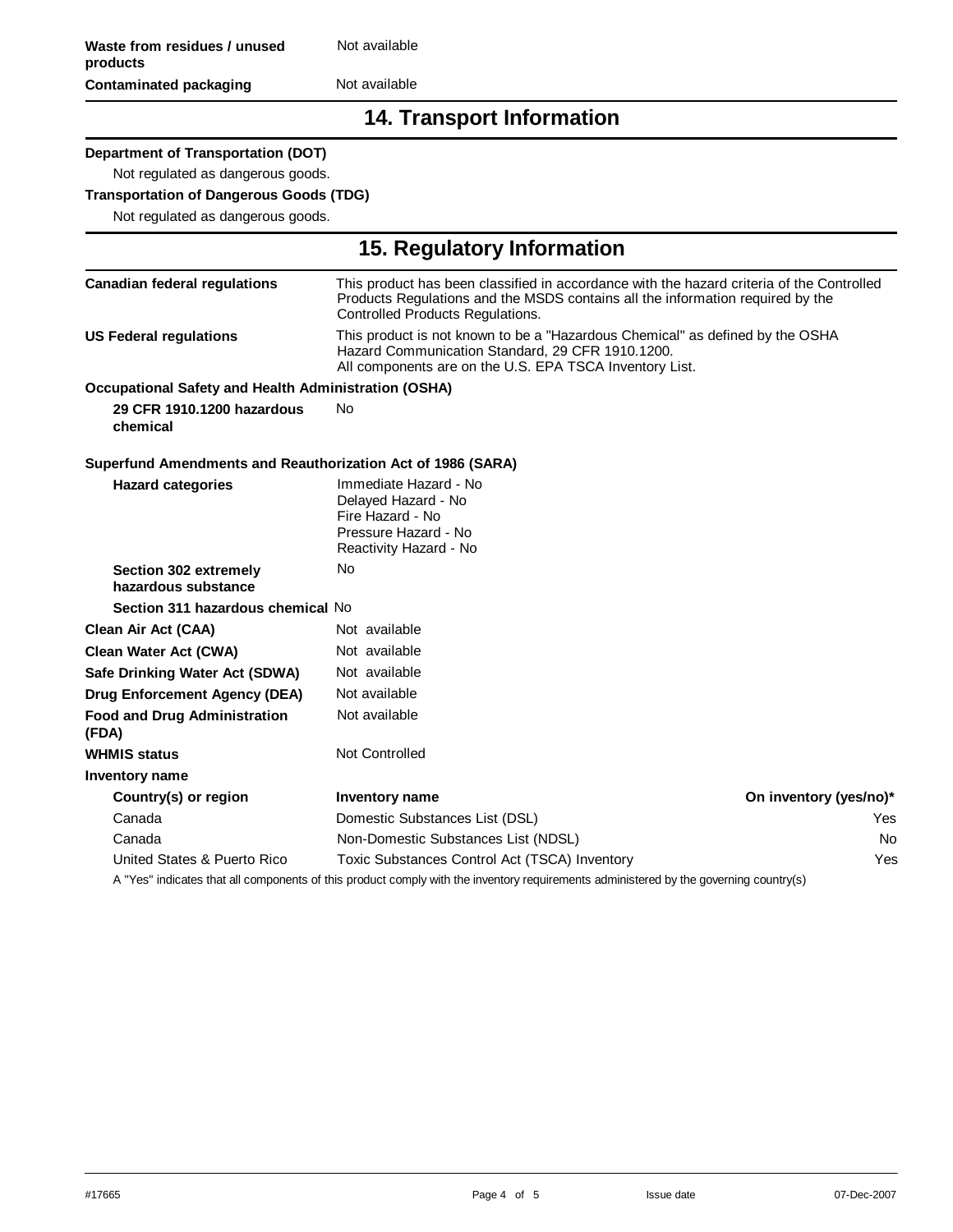| | |
|---|---|
| **Waste from residues / unused products** | Not available |
| **Contaminated packaging** | Not available |

## 14. Transport Information

**Department of Transportation (DOT)**

Not regulated as dangerous goods.

**Transportation of Dangerous Goods (TDG)**

Not regulated as dangerous goods.

## 15. Regulatory Information

| | |
|---|---|
| **Canadian federal regulations** | This product has been classified in accordance with the hazard criteria of the Controlled Products Regulations and the MSDS contains all the information required by the Controlled Products Regulations. |
| **US Federal regulations** | This product is not known to be a "Hazardous Chemical" as defined by the OSHA Hazard Communication Standard, 29 CFR 1910.1200.<br>All components are on the U.S. EPA TSCA Inventory List. |

**Occupational Safety and Health Administration (OSHA)**

| | |
|---|---|
| **29 CFR 1910.1200 hazardous chemical** | No |

**Superfund Amendments and Reauthorization Act of 1986 (SARA)**

| | |
|---|---|
| **Hazard categories** | Immediate Hazard - No<br>Delayed Hazard - No<br>Fire Hazard - No<br>Pressure Hazard - No<br>Reactivity Hazard - No |
| **Section 302 extremely hazardous substance** | No |
| **Section 311 hazardous chemical** | No |
| **Clean Air Act (CAA)** | Not available |
| **Clean Water Act (CWA)** | Not available |
| **Safe Drinking Water Act (SDWA)** | Not available |
| **Drug Enforcement Agency (DEA)** | Not available |
| **Food and Drug Administration (FDA)** | Not available |
| **WHMIS status** | Not Controlled |

**Inventory name**

| Country(s) or region | Inventory name | On inventory (yes/no)* |
|---|---|---|
| Canada | Domestic Substances List (DSL) | Yes |
| Canada | Non-Domestic Substances List (NDSL) | No |
| United States & Puerto Rico | Toxic Substances Control Act (TSCA) Inventory | Yes |

A "Yes" indicates that all components of this product comply with the inventory requirements administered by the governing country(s)

#17665 Issue date 07-Dec-2007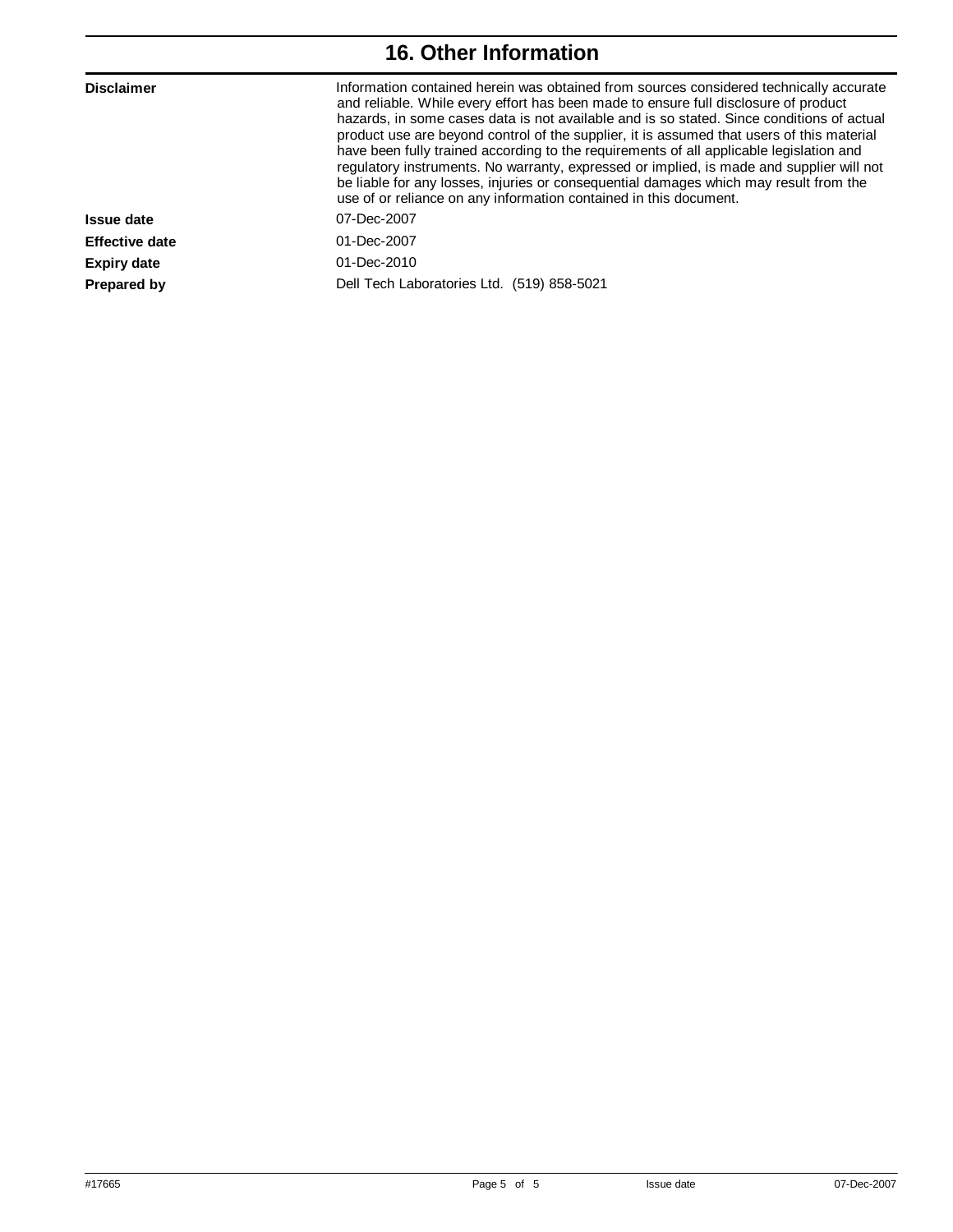## 16. Other Information

| | |
|---|---|
| **Disclaimer** | Information contained herein was obtained from sources considered technically accurate and reliable. While every effort has been made to ensure full disclosure of product hazards, in some cases data is not available and is so stated. Since conditions of actual product use are beyond control of the supplier, it is assumed that users of this material have been fully trained according to the requirements of all applicable legislation and regulatory instruments. No warranty, expressed or implied, is made and supplier will not be liable for any losses, injuries or consequential damages which may result from the use of or reliance on any information contained in this document. |
| **Issue date** | 07-Dec-2007 |
| **Effective date** | 01-Dec-2007 |
| **Expiry date** | 01-Dec-2010 |
| **Prepared by** | Dell Tech Laboratories Ltd. (519) 858-5021 |